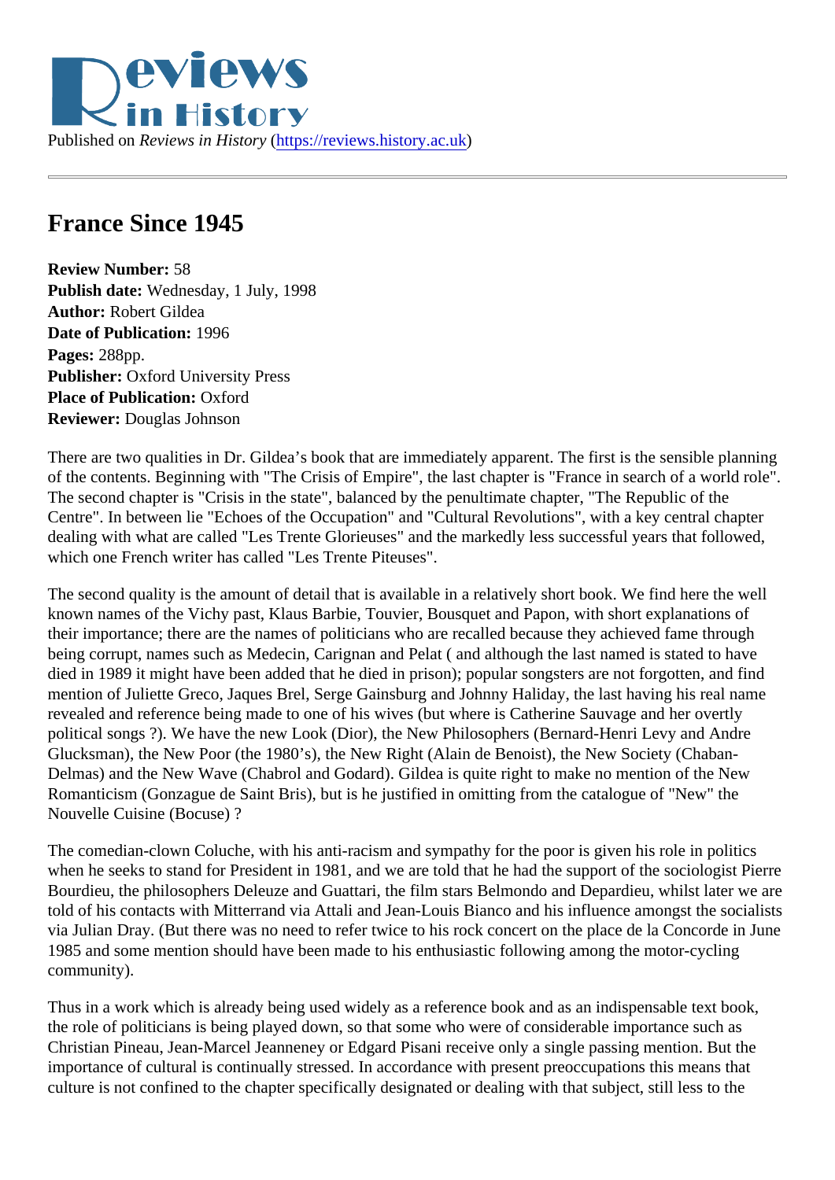Published on *Reviews in History* (https://reviews.history.ac.uk)

# France Since 1945

**Review Number:** 58
**Publish date:** Wednesday, 1 July, 1998
**Author:** Robert Gildea
**Date of Publication:** 1996
**Pages:** 288pp.
**Publisher:** Oxford University Press
**Place of Publication:** Oxford
**Reviewer:** Douglas Johnson

There are two qualities in Dr. Gildea's book that are immediately apparent. The first is the sensible planning of the contents. Beginning with "The Crisis of Empire", the last chapter is "France in search of a world role". The second chapter is "Crisis in the state", balanced by the penultimate chapter, "The Republic of the Centre". In between lie "Echoes of the Occupation" and "Cultural Revolutions", with a key central chapter dealing with what are called "Les Trente Glorieuses" and the markedly less successful years that followed, which one French writer has called "Les Trente Piteuses".

The second quality is the amount of detail that is available in a relatively short book. We find here the well known names of the Vichy past, Klaus Barbie, Touvier, Bousquet and Papon, with short explanations of their importance; there are the names of politicians who are recalled because they achieved fame through being corrupt, names such as Medecin, Carignan and Pelat ( and although the last named is stated to have died in 1989 it might have been added that he died in prison); popular songsters are not forgotten, and find mention of Juliette Greco, Jaques Brel, Serge Gainsburg and Johnny Haliday, the last having his real name revealed and reference being made to one of his wives (but where is Catherine Sauvage and her overtly political songs ?). We have the new Look (Dior), the New Philosophers (Bernard-Henri Levy and Andre Glucksman), the New Poor (the 1980's), the New Right (Alain de Benoist), the New Society (Chaban-Delmas) and the New Wave (Chabrol and Godard). Gildea is quite right to make no mention of the New Romanticism (Gonzague de Saint Bris), but is he justified in omitting from the catalogue of "New" the Nouvelle Cuisine (Bocuse) ?

The comedian-clown Coluche, with his anti-racism and sympathy for the poor is given his role in politics when he seeks to stand for President in 1981, and we are told that he had the support of the sociologist Pierre Bourdieu, the philosophers Deleuze and Guattari, the film stars Belmondo and Depardieu, whilst later we are told of his contacts with Mitterrand via Attali and Jean-Louis Bianco and his influence amongst the socialists via Julian Dray. (But there was no need to refer twice to his rock concert on the place de la Concorde in June 1985 and some mention should have been made to his enthusiastic following among the motor-cycling community).

Thus in a work which is already being used widely as a reference book and as an indispensable text book, the role of politicians is being played down, so that some who were of considerable importance such as Christian Pineau, Jean-Marcel Jeanneney or Edgard Pisani receive only a single passing mention. But the importance of cultural is continually stressed. In accordance with present preoccupations this means that culture is not confined to the chapter specifically designated or dealing with that subject, still less to the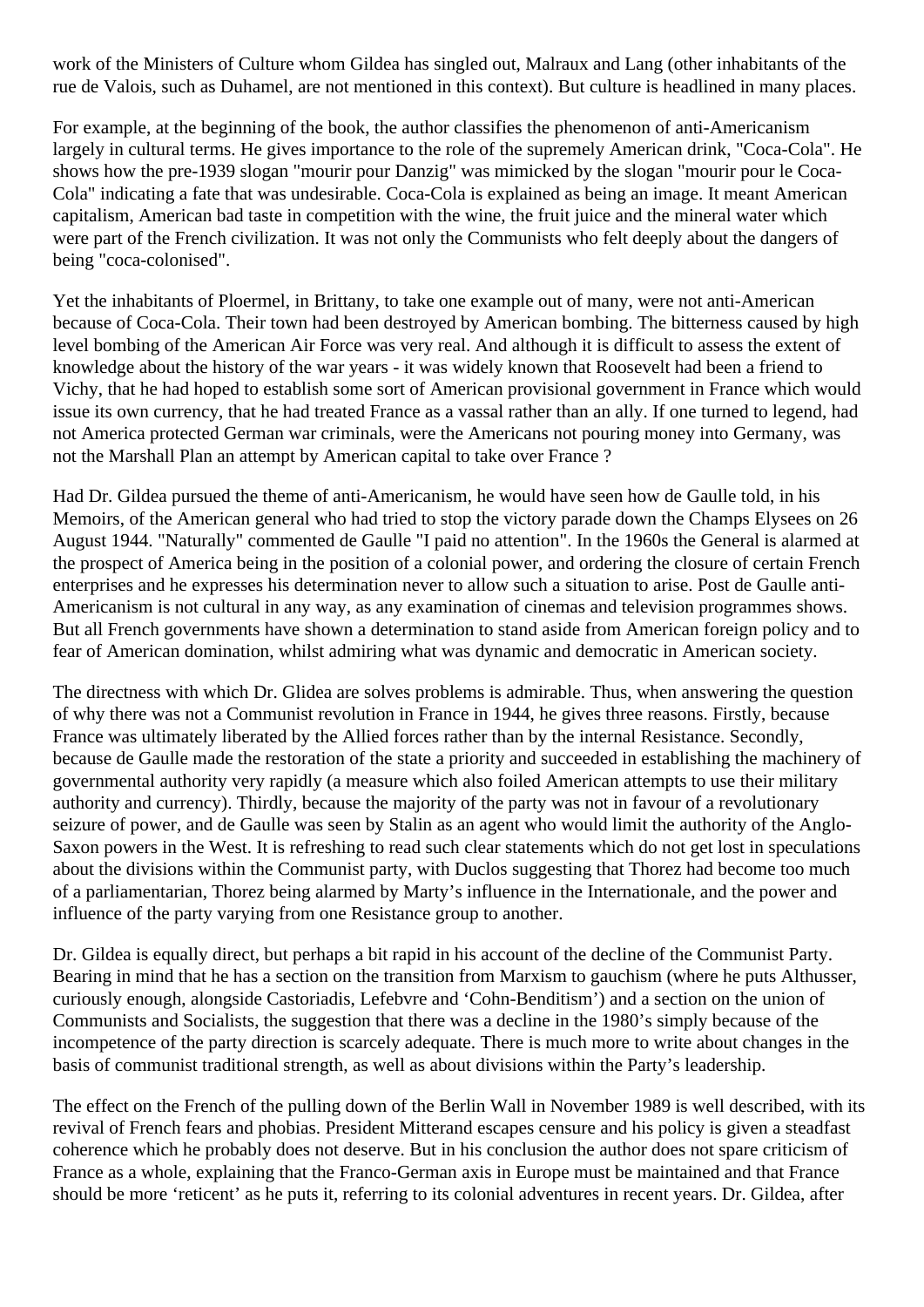work of the Ministers of Culture whom Gildea has singled out, Malraux and Lang (other inhabitants of the rue de Valois, such as Duhamel, are not mentioned in this context). But culture is headlined in many places.

For example, at the beginning of the book, the author classifies the phenomenon of anti-Americanism largely in cultural terms. He gives importance to the role of the supremely American drink, "Coca-Cola". He shows how the pre-1939 slogan "mourir pour Danzig" was mimicked by the slogan "mourir pour le Coca-Cola" indicating a fate that was undesirable. Coca-Cola is explained as being an image. It meant American capitalism, American bad taste in competition with the wine, the fruit juice and the mineral water which were part of the French civilization. It was not only the Communists who felt deeply about the dangers of being "coca-colonised".

Yet the inhabitants of Ploermel, in Brittany, to take one example out of many, were not anti-American because of Coca-Cola. Their town had been destroyed by American bombing. The bitterness caused by high level bombing of the American Air Force was very real. And although it is difficult to assess the extent of knowledge about the history of the war years - it was widely known that Roosevelt had been a friend to Vichy, that he had hoped to establish some sort of American provisional government in France which would issue its own currency, that he had treated France as a vassal rather than an ally. If one turned to legend, had not America protected German war criminals, were the Americans not pouring money into Germany, was not the Marshall Plan an attempt by American capital to take over France ?

Had Dr. Gildea pursued the theme of anti-Americanism, he would have seen how de Gaulle told, in his Memoirs, of the American general who had tried to stop the victory parade down the Champs Elysees on 26 August 1944. "Naturally" commented de Gaulle "I paid no attention". In the 1960s the General is alarmed at the prospect of America being in the position of a colonial power, and ordering the closure of certain French enterprises and he expresses his determination never to allow such a situation to arise. Post de Gaulle anti-Americanism is not cultural in any way, as any examination of cinemas and television programmes shows. But all French governments have shown a determination to stand aside from American foreign policy and to fear of American domination, whilst admiring what was dynamic and democratic in American society.

The directness with which Dr. Glidea are solves problems is admirable. Thus, when answering the question of why there was not a Communist revolution in France in 1944, he gives three reasons. Firstly, because France was ultimately liberated by the Allied forces rather than by the internal Resistance. Secondly, because de Gaulle made the restoration of the state a priority and succeeded in establishing the machinery of governmental authority very rapidly (a measure which also foiled American attempts to use their military authority and currency). Thirdly, because the majority of the party was not in favour of a revolutionary seizure of power, and de Gaulle was seen by Stalin as an agent who would limit the authority of the Anglo-Saxon powers in the West. It is refreshing to read such clear statements which do not get lost in speculations about the divisions within the Communist party, with Duclos suggesting that Thorez had become too much of a parliamentarian, Thorez being alarmed by Marty's influence in the Internationale, and the power and influence of the party varying from one Resistance group to another.

Dr. Gildea is equally direct, but perhaps a bit rapid in his account of the decline of the Communist Party. Bearing in mind that he has a section on the transition from Marxism to gauchism (where he puts Althusser, curiously enough, alongside Castoriadis, Lefebvre and 'Cohn-Benditism') and a section on the union of Communists and Socialists, the suggestion that there was a decline in the 1980's simply because of the incompetence of the party direction is scarcely adequate. There is much more to write about changes in the basis of communist traditional strength, as well as about divisions within the Party's leadership.

The effect on the French of the pulling down of the Berlin Wall in November 1989 is well described, with its revival of French fears and phobias. President Mitterand escapes censure and his policy is given a steadfast coherence which he probably does not deserve. But in his conclusion the author does not spare criticism of France as a whole, explaining that the Franco-German axis in Europe must be maintained and that France should be more 'reticent' as he puts it, referring to its colonial adventures in recent years. Dr. Gildea, after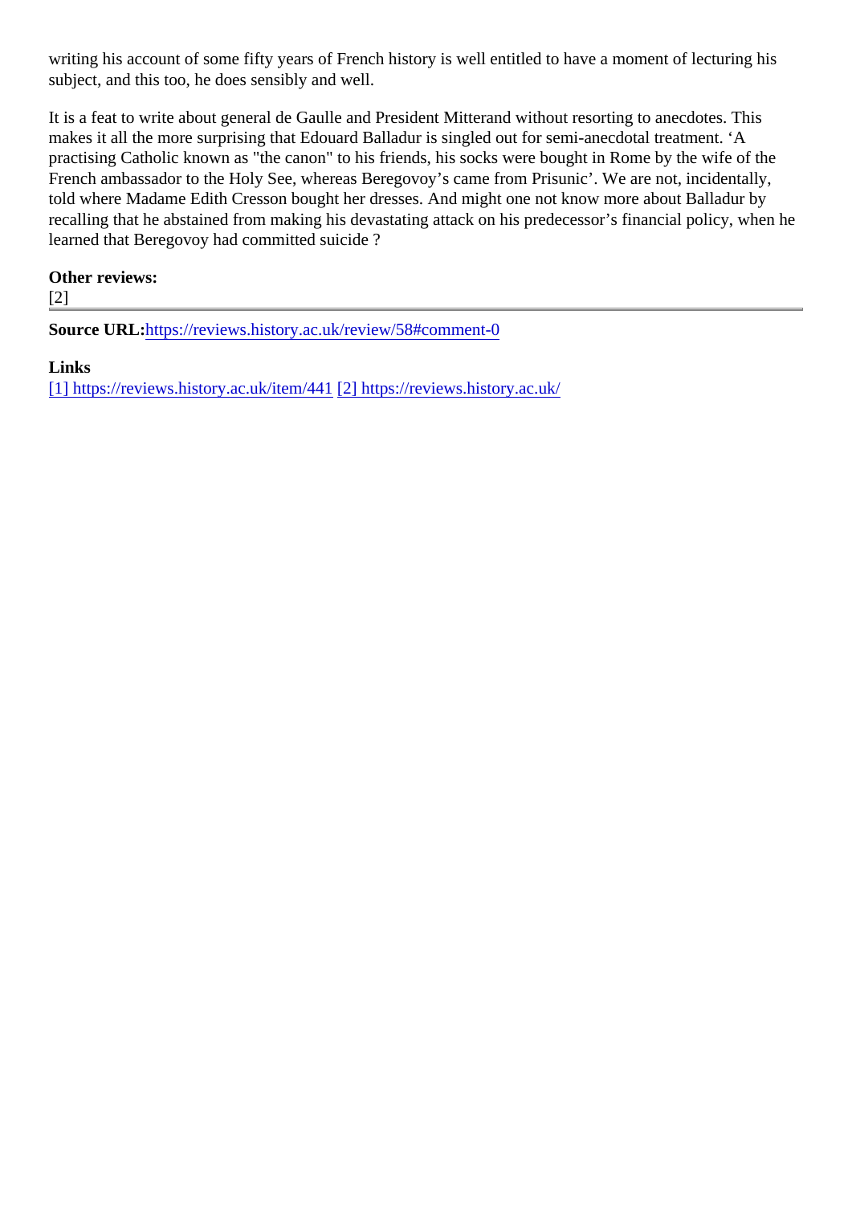writing his account of some fifty years of French history is well entitled to have a moment of lecturing his subject, and this too, he does sensibly and well.

It is a feat to write about general de Gaulle and President Mitterand without resorting to anecdotes. This makes it all the more surprising that Edouard Balladur is singled out for semi-anecdotal treatment. 'A practising Catholic known as "the canon" to his friends, his socks were bought in Rome by the wife of the French ambassador to the Holy See, whereas Beregovoy's came from Prisunic'. We are not, incidentally, told where Madame Edith Cresson bought her dresses. And might one not know more about Balladur by recalling that he abstained from making his devastating attack on his predecessor's financial policy, when he learned that Beregovoy had committed suicide ?

**Other reviews:**
[2]

---

**Source URL:** https://reviews.history.ac.uk/review/58#comment-0

**Links**
[1] https://reviews.history.ac.uk/item/441 [2] https://reviews.history.ac.uk/